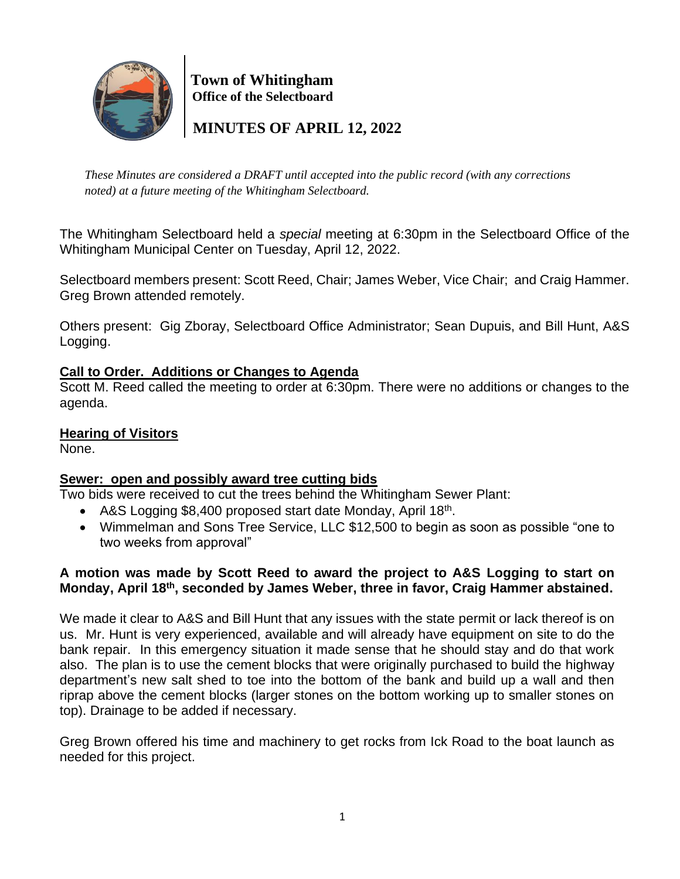# Town of Whitingham
**Office of the Selectboard**

## MINUTES OF APRIL 12, 2022

*These Minutes are considered a DRAFT until accepted into the public record (with any corrections noted) at a future meeting of the Whitingham Selectboard.*

The Whitingham Selectboard held a *special* meeting at 6:30pm in the Selectboard Office of the Whitingham Municipal Center on Tuesday, April 12, 2022.

Selectboard members present: Scott Reed, Chair; James Weber, Vice Chair; and Craig Hammer. Greg Brown attended remotely.

Others present: Gig Zboray, Selectboard Office Administrator; Sean Dupuis, and Bill Hunt, A&S Logging.

**<u>Call to Order. Additions or Changes to Agenda</u>**

Scott M. Reed called the meeting to order at 6:30pm. There were no additions or changes to the agenda.

**<u>Hearing of Visitors</u>**

None.

**<u>Sewer: open and possibly award tree cutting bids</u>**

Two bids were received to cut the trees behind the Whitingham Sewer Plant:

- A&S Logging $8,400 proposed start date Monday, April 18th.
- Wimmelman and Sons Tree Service, LLC $12,500 to begin as soon as possible "one to two weeks from approval"

**A motion was made by Scott Reed to award the project to A&S Logging to start on Monday, April 18th, seconded by James Weber, three in favor, Craig Hammer abstained.**

We made it clear to A&S and Bill Hunt that any issues with the state permit or lack thereof is on us. Mr. Hunt is very experienced, available and will already have equipment on site to do the bank repair. In this emergency situation it made sense that he should stay and do that work also. The plan is to use the cement blocks that were originally purchased to build the highway department's new salt shed to toe into the bottom of the bank and build up a wall and then riprap above the cement blocks (larger stones on the bottom working up to smaller stones on top). Drainage to be added if necessary.

Greg Brown offered his time and machinery to get rocks from Ick Road to the boat launch as needed for this project.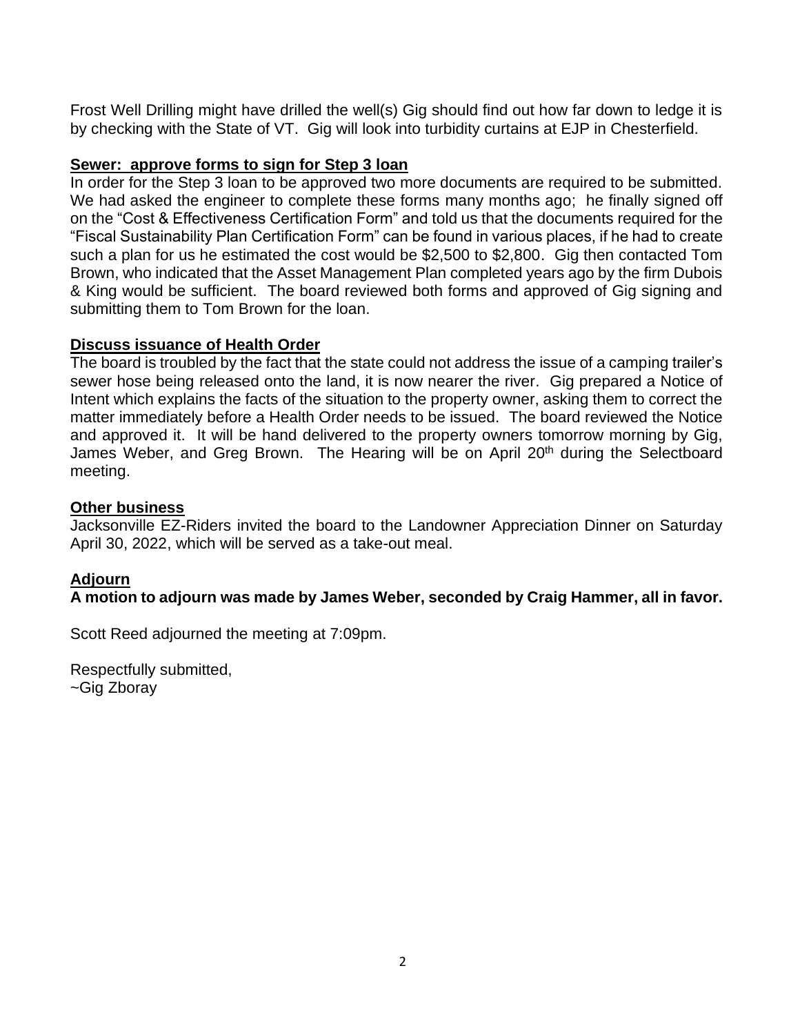Frost Well Drilling might have drilled the well(s) Gig should find out how far down to ledge it is by checking with the State of VT. Gig will look into turbidity curtains at EJP in Chesterfield.

**Sewer: approve forms to sign for Step 3 loan**

In order for the Step 3 loan to be approved two more documents are required to be submitted. We had asked the engineer to complete these forms many months ago; he finally signed off on the "Cost & Effectiveness Certification Form" and told us that the documents required for the "Fiscal Sustainability Plan Certification Form" can be found in various places, if he had to create such a plan for us he estimated the cost would be $2,500 to $2,800. Gig then contacted Tom Brown, who indicated that the Asset Management Plan completed years ago by the firm Dubois & King would be sufficient. The board reviewed both forms and approved of Gig signing and submitting them to Tom Brown for the loan.

**Discuss issuance of Health Order**

The board is troubled by the fact that the state could not address the issue of a camping trailer's sewer hose being released onto the land, it is now nearer the river. Gig prepared a Notice of Intent which explains the facts of the situation to the property owner, asking them to correct the matter immediately before a Health Order needs to be issued. The board reviewed the Notice and approved it. It will be hand delivered to the property owners tomorrow morning by Gig, James Weber, and Greg Brown. The Hearing will be on April 20th during the Selectboard meeting.

**Other business**

Jacksonville EZ-Riders invited the board to the Landowner Appreciation Dinner on Saturday April 30, 2022, which will be served as a take-out meal.

**Adjourn**

**A motion to adjourn was made by James Weber, seconded by Craig Hammer, all in favor.**

Scott Reed adjourned the meeting at 7:09pm.

Respectfully submitted,
~Gig Zboray